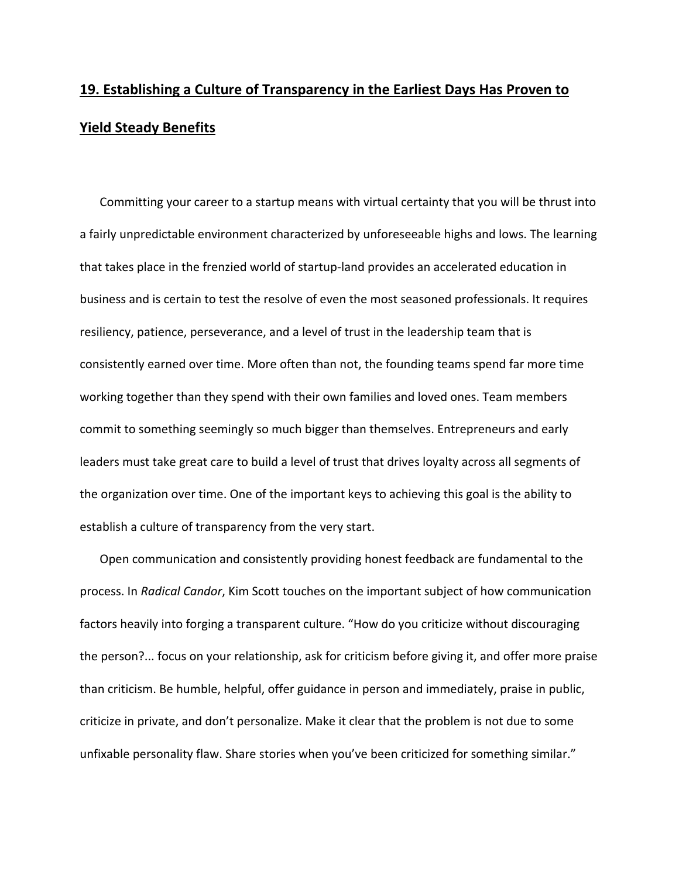## **19. Establishing a Culture of Transparency in the Earliest Days Has Proven to Yield Steady Benefits**

Committing your career to a startup means with virtual certainty that you will be thrust into a fairly unpredictable environment characterized by unforeseeable highs and lows. The learning that takes place in the frenzied world of startup-land provides an accelerated education in business and is certain to test the resolve of even the most seasoned professionals. It requires resiliency, patience, perseverance, and a level of trust in the leadership team that is consistently earned over time. More often than not, the founding teams spend far more time working together than they spend with their own families and loved ones. Team members commit to something seemingly so much bigger than themselves. Entrepreneurs and early leaders must take great care to build a level of trust that drives loyalty across all segments of the organization over time. One of the important keys to achieving this goal is the ability to establish a culture of transparency from the very start.

Open communication and consistently providing honest feedback are fundamental to the process. In *Radical Candor*, Kim Scott touches on the important subject of how communication factors heavily into forging a transparent culture. "How do you criticize without discouraging the person?... focus on your relationship, ask for criticism before giving it, and offer more praise than criticism. Be humble, helpful, offer guidance in person and immediately, praise in public, criticize in private, and don't personalize. Make it clear that the problem is not due to some unfixable personality flaw. Share stories when you've been criticized for something similar."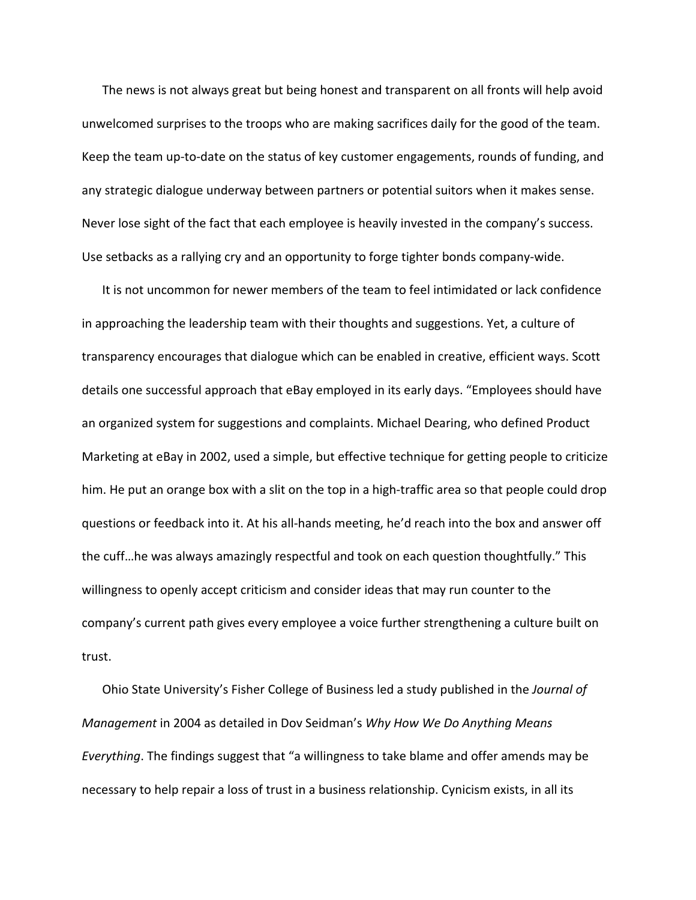The news is not always great but being honest and transparent on all fronts will help avoid unwelcomed surprises to the troops who are making sacrifices daily for the good of the team. Keep the team up-to-date on the status of key customer engagements, rounds of funding, and any strategic dialogue underway between partners or potential suitors when it makes sense. Never lose sight of the fact that each employee is heavily invested in the company's success. Use setbacks as a rallying cry and an opportunity to forge tighter bonds company-wide.

It is not uncommon for newer members of the team to feel intimidated or lack confidence in approaching the leadership team with their thoughts and suggestions. Yet, a culture of transparency encourages that dialogue which can be enabled in creative, efficient ways. Scott details one successful approach that eBay employed in its early days. "Employees should have an organized system for suggestions and complaints. Michael Dearing, who defined Product Marketing at eBay in 2002, used a simple, but effective technique for getting people to criticize him. He put an orange box with a slit on the top in a high-traffic area so that people could drop questions or feedback into it. At his all-hands meeting, he'd reach into the box and answer off the cuff…he was always amazingly respectful and took on each question thoughtfully." This willingness to openly accept criticism and consider ideas that may run counter to the company's current path gives every employee a voice further strengthening a culture built on trust.

Ohio State University's Fisher College of Business led a study published in the *Journal of Management* in 2004 as detailed in Dov Seidman's *Why How We Do Anything Means Everything*. The findings suggest that "a willingness to take blame and offer amends may be necessary to help repair a loss of trust in a business relationship. Cynicism exists, in all its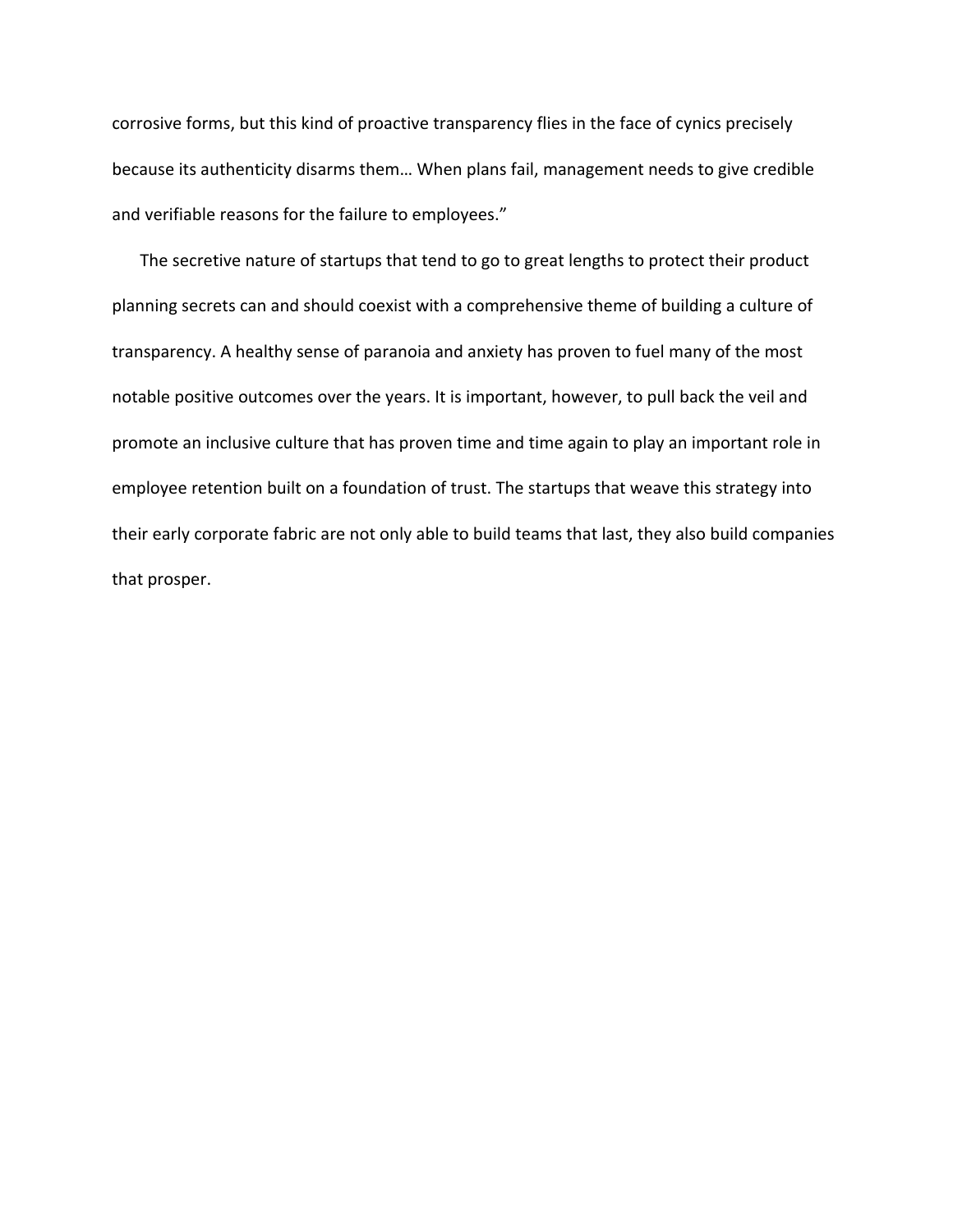corrosive forms, but this kind of proactive transparency flies in the face of cynics precisely because its authenticity disarms them… When plans fail, management needs to give credible and verifiable reasons for the failure to employees."

The secretive nature of startups that tend to go to great lengths to protect their product planning secrets can and should coexist with a comprehensive theme of building a culture of transparency. A healthy sense of paranoia and anxiety has proven to fuel many of the most notable positive outcomes over the years. It is important, however, to pull back the veil and promote an inclusive culture that has proven time and time again to play an important role in employee retention built on a foundation of trust. The startups that weave this strategy into their early corporate fabric are not only able to build teams that last, they also build companies that prosper.